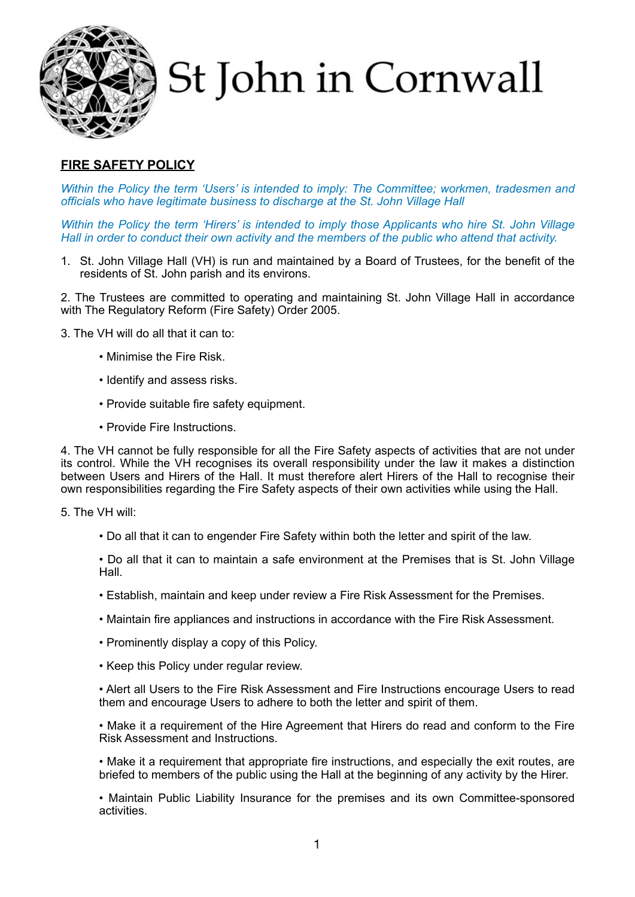# St John in Cornwall

## FIRE SAFETY POLICY

*Within the Policy the term 'Users' is intended to imply: The Committee; workmen, tradesmen and officials who have legitimate business to discharge at the St. John Village Hall*

*Within the Policy the term 'Hirers' is intended to imply those Applicants who hire St. John Village Hall in order to conduct their own activity and the members of the public who attend that activity.*

1. St. John Village Hall (VH) is run and maintained by a Board of Trustees, for the benefit of the residents of St. John parish and its environs.

2. The Trustees are committed to operating and maintaining St. John Village Hall in accordance with The Regulatory Reform (Fire Safety) Order 2005.

3. The VH will do all that it can to:

- Minimise the Fire Risk.
- Identify and assess risks.
- Provide suitable fire safety equipment.
- Provide Fire Instructions.

4. The VH cannot be fully responsible for all the Fire Safety aspects of activities that are not under its control. While the VH recognises its overall responsibility under the law it makes a distinction between Users and Hirers of the Hall. It must therefore alert Hirers of the Hall to recognise their own responsibilities regarding the Fire Safety aspects of their own activities while using the Hall.

5. The VH will:

- Do all that it can to engender Fire Safety within both the letter and spirit of the law.
- Do all that it can to maintain a safe environment at the Premises that is St. John Village Hall.
- Establish, maintain and keep under review a Fire Risk Assessment for the Premises.
- Maintain fire appliances and instructions in accordance with the Fire Risk Assessment.
- Prominently display a copy of this Policy.
- Keep this Policy under regular review.
- Alert all Users to the Fire Risk Assessment and Fire Instructions encourage Users to read them and encourage Users to adhere to both the letter and spirit of them.
- Make it a requirement of the Hire Agreement that Hirers do read and conform to the Fire Risk Assessment and Instructions.
- Make it a requirement that appropriate fire instructions, and especially the exit routes, are briefed to members of the public using the Hall at the beginning of any activity by the Hirer.
- Maintain Public Liability Insurance for the premises and its own Committee-sponsored activities.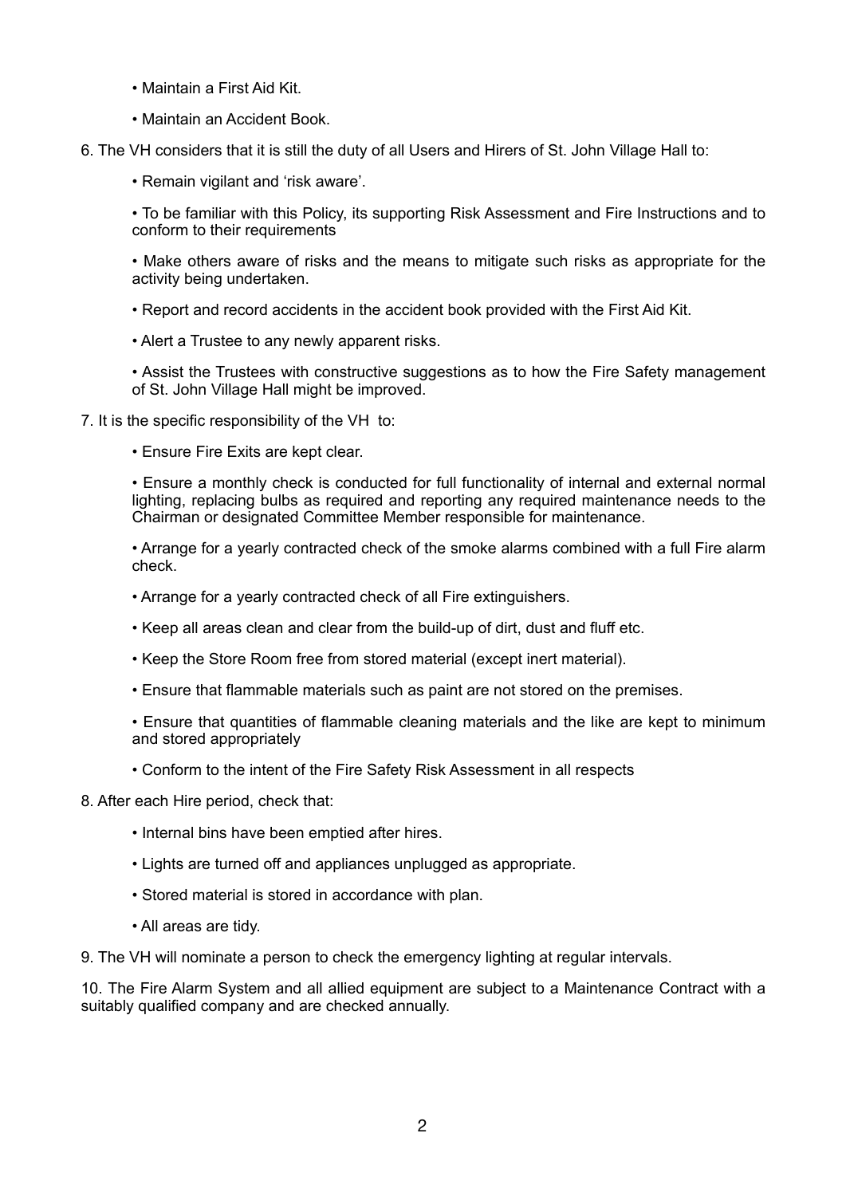- Maintain a First Aid Kit.
- Maintain an Accident Book.

6. The VH considers that it is still the duty of all Users and Hirers of St. John Village Hall to:

    - Remain vigilant and 'risk aware'.
    - To be familiar with this Policy, its supporting Risk Assessment and Fire Instructions and to conform to their requirements
    - Make others aware of risks and the means to mitigate such risks as appropriate for the activity being undertaken.
    - Report and record accidents in the accident book provided with the First Aid Kit.
    - Alert a Trustee to any newly apparent risks.
    - Assist the Trustees with constructive suggestions as to how the Fire Safety management of St. John Village Hall might be improved.

7. It is the specific responsibility of the VH to:

    - Ensure Fire Exits are kept clear.
    - Ensure a monthly check is conducted for full functionality of internal and external normal lighting, replacing bulbs as required and reporting any required maintenance needs to the Chairman or designated Committee Member responsible for maintenance.
    - Arrange for a yearly contracted check of the smoke alarms combined with a full Fire alarm check.
    - Arrange for a yearly contracted check of all Fire extinguishers.
    - Keep all areas clean and clear from the build-up of dirt, dust and fluff etc.
    - Keep the Store Room free from stored material (except inert material).
    - Ensure that flammable materials such as paint are not stored on the premises.
    - Ensure that quantities of flammable cleaning materials and the like are kept to minimum and stored appropriately
    - Conform to the intent of the Fire Safety Risk Assessment in all respects

8. After each Hire period, check that:

    - Internal bins have been emptied after hires.
    - Lights are turned off and appliances unplugged as appropriate.
    - Stored material is stored in accordance with plan.
    - All areas are tidy.

9. The VH will nominate a person to check the emergency lighting at regular intervals.

10. The Fire Alarm System and all allied equipment are subject to a Maintenance Contract with a suitably qualified company and are checked annually.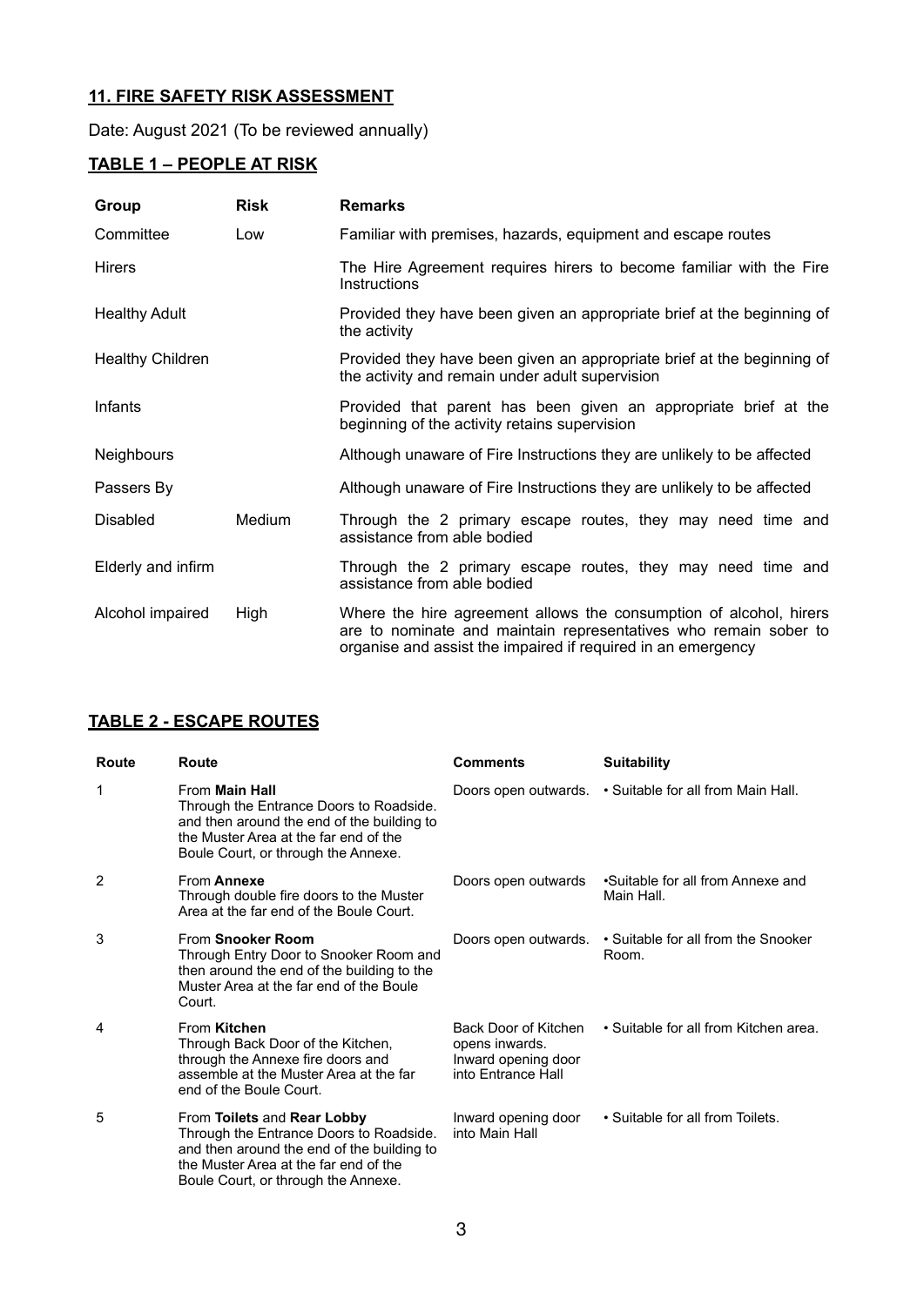## 11. FIRE SAFETY RISK ASSESSMENT

Date: August 2021 (To be reviewed annually)

### TABLE 1 – PEOPLE AT RISK

| Group | Risk | Remarks |
|---|---|---|
| Committee | Low | Familiar with premises, hazards, equipment and escape routes |
| Hirers | | The Hire Agreement requires hirers to become familiar with the Fire Instructions |
| Healthy Adult | | Provided they have been given an appropriate brief at the beginning of the activity |
| Healthy Children | | Provided they have been given an appropriate brief at the beginning of the activity and remain under adult supervision |
| Infants | | Provided that parent has been given an appropriate brief at the beginning of the activity retains supervision |
| Neighbours | | Although unaware of Fire Instructions they are unlikely to be affected |
| Passers By | | Although unaware of Fire Instructions they are unlikely to be affected |
| Disabled | Medium | Through the 2 primary escape routes, they may need time and assistance from able bodied |
| Elderly and infirm | | Through the 2 primary escape routes, they may need time and assistance from able bodied |
| Alcohol impaired | High | Where the hire agreement allows the consumption of alcohol, hirers are to nominate and maintain representatives who remain sober to organise and assist the impaired if required in an emergency |

### TABLE 2 - ESCAPE ROUTES

| Route | Route | Comments | Suitability |
|---|---|---|---|
| 1 | From **Main Hall** Through the Entrance Doors to Roadside. and then around the end of the building to the Muster Area at the far end of the Boule Court, or through the Annexe. | Doors open outwards. | • Suitable for all from Main Hall. |
| 2 | From **Annexe** Through double fire doors to the Muster Area at the far end of the Boule Court. | Doors open outwards | •Suitable for all from Annexe and Main Hall. |
| 3 | From **Snooker Room** Through Entry Door to Snooker Room and then around the end of the building to the Muster Area at the far end of the Boule Court. | Doors open outwards. | • Suitable for all from the Snooker Room. |
| 4 | From **Kitchen** Through Back Door of the Kitchen, through the Annexe fire doors and assemble at the Muster Area at the far end of the Boule Court. | Back Door of Kitchen opens inwards. Inward opening door into Entrance Hall | • Suitable for all from Kitchen area. |
| 5 | From **Toilets** and **Rear Lobby** Through the Entrance Doors to Roadside. and then around the end of the building to the Muster Area at the far end of the Boule Court, or through the Annexe. | Inward opening door into Main Hall | • Suitable for all from Toilets. |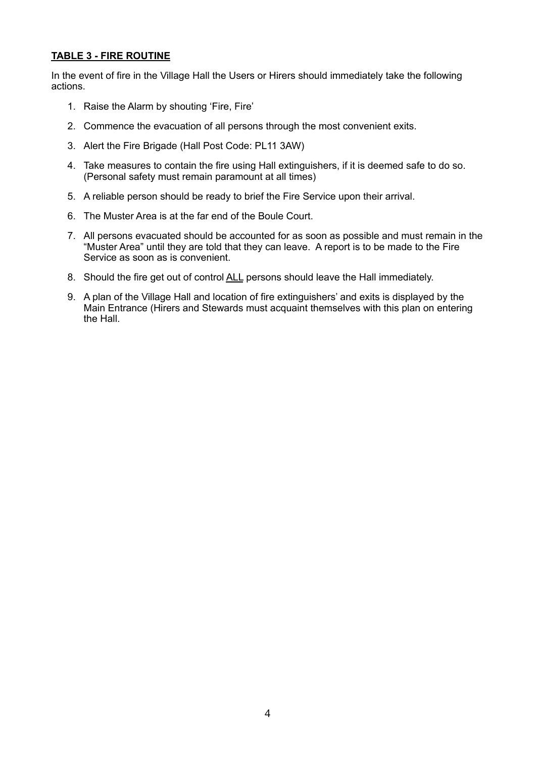## **TABLE 3 - FIRE ROUTINE**

In the event of fire in the Village Hall the Users or Hirers should immediately take the following actions.

1. Raise the Alarm by shouting 'Fire, Fire'
2. Commence the evacuation of all persons through the most convenient exits.
3. Alert the Fire Brigade (Hall Post Code: PL11 3AW)
4. Take measures to contain the fire using Hall extinguishers, if it is deemed safe to do so. (Personal safety must remain paramount at all times)
5. A reliable person should be ready to brief the Fire Service upon their arrival.
6. The Muster Area is at the far end of the Boule Court.
7. All persons evacuated should be accounted for as soon as possible and must remain in the "Muster Area" until they are told that they can leave. A report is to be made to the Fire Service as soon as is convenient.
8. Should the fire get out of control ALL persons should leave the Hall immediately.
9. A plan of the Village Hall and location of fire extinguishers' and exits is displayed by the Main Entrance (Hirers and Stewards must acquaint themselves with this plan on entering the Hall.